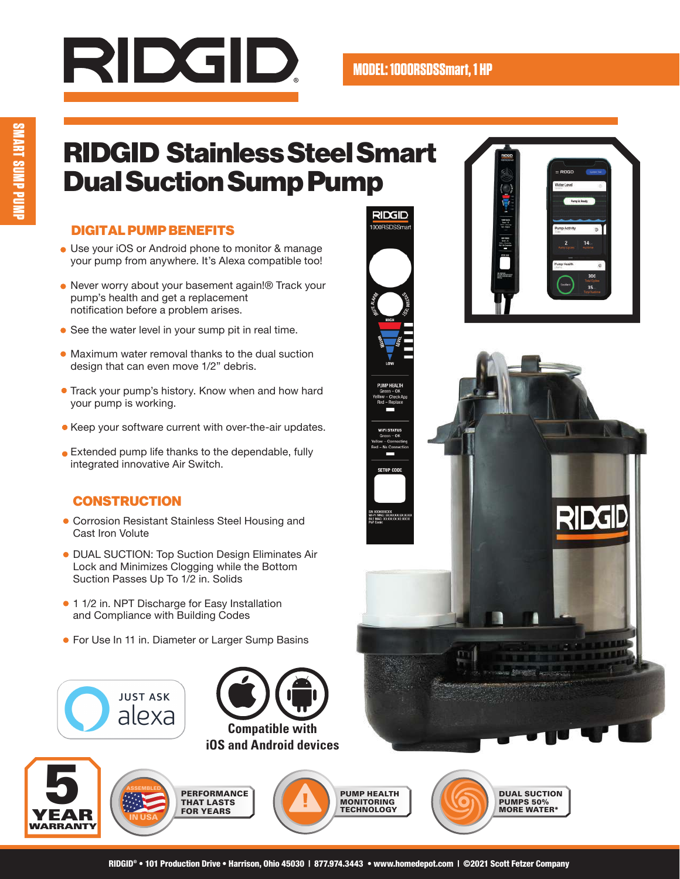# RIDGID

**MODEL: 1000RSDSSmart, 1 HP**

SMART SUMP PUMP

# RIDGID Stainless Steel Smart Dual Suction Sump Pump

## DIGITAL PUMP BENEFITS

- Use your iOS or Android phone to monitor & manage your pump from anywhere. It's Alexa compatible too!
- Never worry about your basement again!® Track your pump's health and get a replacement notification before a problem arises.
- See the water level in your sump pit in real time.
- Maximum water removal thanks to the dual suction design that can even move 1/2" debris.
- Track your pump's history. Know when and how hard your pump is working.
- Keep your software current with over-the-air updates.
- Extended pump life thanks to the dependable, fully integrated innovative Air Switch.

## CONSTRUCTION

- Corrosion Resistant Stainless Steel Housing and Cast Iron Volute
- DUAL SUCTION: Top Suction Design Eliminates Air Lock and Minimizes Clogging while the Bottom Suction Passes Up To 1/2 in. Solids
- 1 1/2 in. NPT Discharge for Easy Installation and Compliance with Building Codes
- For Use In 11 in. Diameter or Larger Sump Basins

JUST ASK alexa

Compatible with iOS and Android devices

5 YEAR WARRANTY

ASSEMBLED IN USA — PERFORMANCE THAT LASTS FOR YEARS

PUMP HEALTH MONITORING TECHNOLOGY

DUAL SUCTION PUMPS 50% MORE WATER*

RIDGID® • 101 Production Drive • Harrison, Ohio 45030 | 877.974.3443 • www.homedepot.com | ©2021 Scott Fetzer Company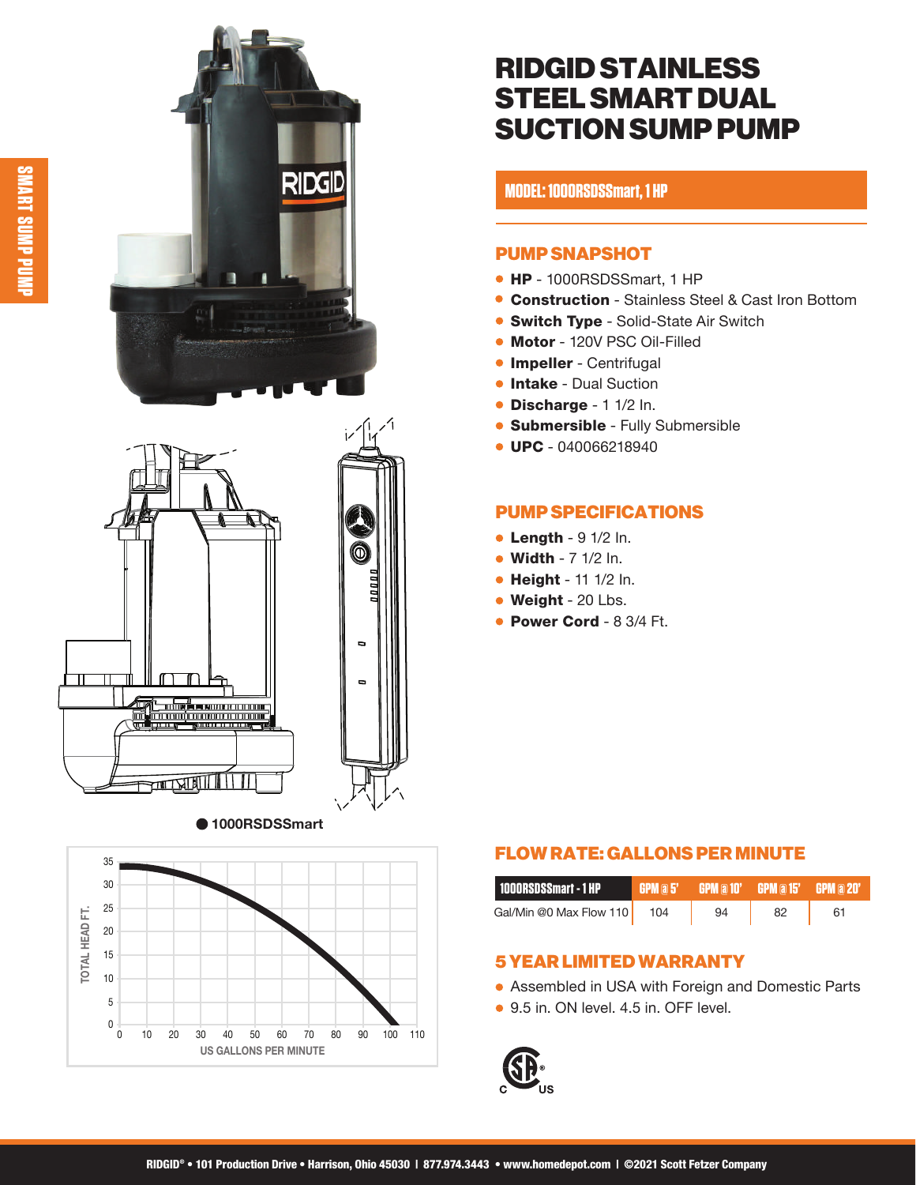SMART SUMP PUMP

# RIDGID STAINLESS STEEL SMART DUAL SUCTION SUMP PUMP

**MODEL: 1000RSDSSmart, 1 HP**

## PUMP SNAPSHOT

- **HP** - 1000RSDSSmart, 1 HP
- **Construction** - Stainless Steel & Cast Iron Bottom
- **Switch Type** - Solid-State Air Switch
- **Motor** - 120V PSC Oil-Filled
- **Impeller** - Centrifugal
- **Intake** - Dual Suction
- **Discharge** - 1 1/2 In.
- **Submersible** - Fully Submersible
- **UPC** - 040066218940

## PUMP SPECIFICATIONS

- **Length** - 9 1/2 In.
- **Width** - 7 1/2 In.
- **Height** - 11 1/2 In.
- **Weight** - 20 Lbs.
- **Power Cord** - 8 3/4 Ft.

● 1000RSDSSmart

TOTAL HEAD FT.

35
30
25
20
15
10
5
0

0 10 20 30 40 50 60 70 80 90 100 110

US GALLONS PER MINUTE

## FLOW RATE: GALLONS PER MINUTE

| 1000RSDSSmart - 1 HP | GPM @ 5' | GPM @ 10' | GPM @ 15' | GPM @ 20' |
|---|---|---|---|---|
| Gal/Min @0 Max Flow 110 | 104 | 94 | 82 | 61 |

## 5 YEAR LIMITED WARRANTY

- Assembled in USA with Foreign and Domestic Parts
- 9.5 in. ON level. 4.5 in. OFF level.

RIDGID® • 101 Production Drive • Harrison, Ohio 45030 | 877.974.3443 • www.homedepot.com | ©2021 Scott Fetzer Company